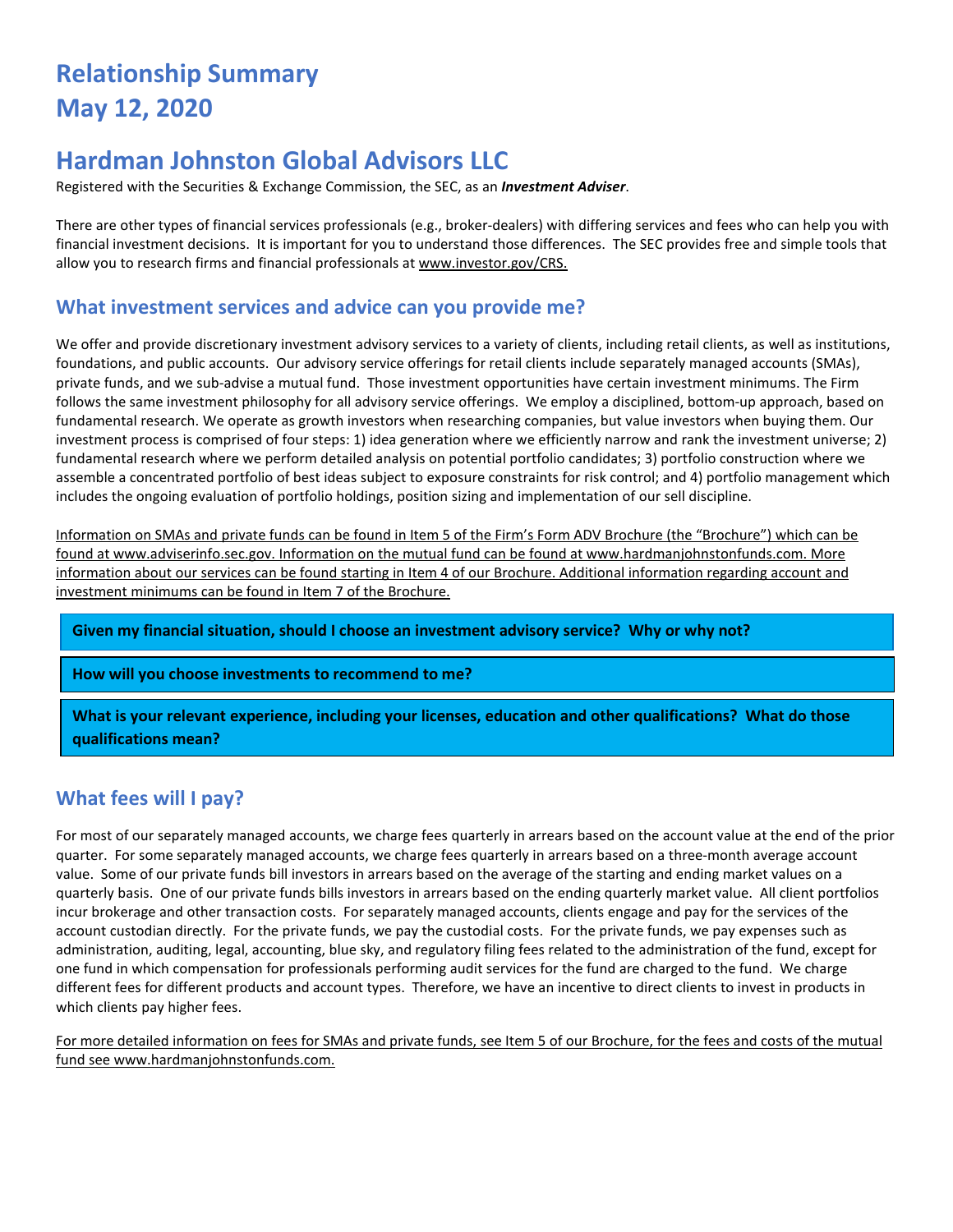# Relationship Summary
# May 12, 2020

# Hardman Johnston Global Advisors LLC

Registered with the Securities & Exchange Commission, the SEC, as an ***Investment Adviser***.

There are other types of financial services professionals (e.g., broker-dealers) with differing services and fees who can help you with financial investment decisions. It is important for you to understand those differences. The SEC provides free and simple tools that allow you to research firms and financial professionals at www.investor.gov/CRS.

## What investment services and advice can you provide me?

We offer and provide discretionary investment advisory services to a variety of clients, including retail clients, as well as institutions, foundations, and public accounts. Our advisory service offerings for retail clients include separately managed accounts (SMAs), private funds, and we sub-advise a mutual fund. Those investment opportunities have certain investment minimums. The Firm follows the same investment philosophy for all advisory service offerings. We employ a disciplined, bottom-up approach, based on fundamental research. We operate as growth investors when researching companies, but value investors when buying them. Our investment process is comprised of four steps: 1) idea generation where we efficiently narrow and rank the investment universe; 2) fundamental research where we perform detailed analysis on potential portfolio candidates; 3) portfolio construction where we assemble a concentrated portfolio of best ideas subject to exposure constraints for risk control; and 4) portfolio management which includes the ongoing evaluation of portfolio holdings, position sizing and implementation of our sell discipline.

Information on SMAs and private funds can be found in Item 5 of the Firm's Form ADV Brochure (the "Brochure") which can be found at www.adviserinfo.sec.gov. Information on the mutual fund can be found at www.hardmanjohnstonfunds.com. More information about our services can be found starting in Item 4 of our Brochure. Additional information regarding account and investment minimums can be found in Item 7 of the Brochure.

**Given my financial situation, should I choose an investment advisory service? Why or why not?**

**How will you choose investments to recommend to me?**

**What is your relevant experience, including your licenses, education and other qualifications? What do those qualifications mean?**

## What fees will I pay?

For most of our separately managed accounts, we charge fees quarterly in arrears based on the account value at the end of the prior quarter. For some separately managed accounts, we charge fees quarterly in arrears based on a three-month average account value. Some of our private funds bill investors in arrears based on the average of the starting and ending market values on a quarterly basis. One of our private funds bills investors in arrears based on the ending quarterly market value. All client portfolios incur brokerage and other transaction costs. For separately managed accounts, clients engage and pay for the services of the account custodian directly. For the private funds, we pay the custodial costs. For the private funds, we pay expenses such as administration, auditing, legal, accounting, blue sky, and regulatory filing fees related to the administration of the fund, except for one fund in which compensation for professionals performing audit services for the fund are charged to the fund. We charge different fees for different products and account types. Therefore, we have an incentive to direct clients to invest in products in which clients pay higher fees.

For more detailed information on fees for SMAs and private funds, see Item 5 of our Brochure, for the fees and costs of the mutual fund see www.hardmanjohnstonfunds.com.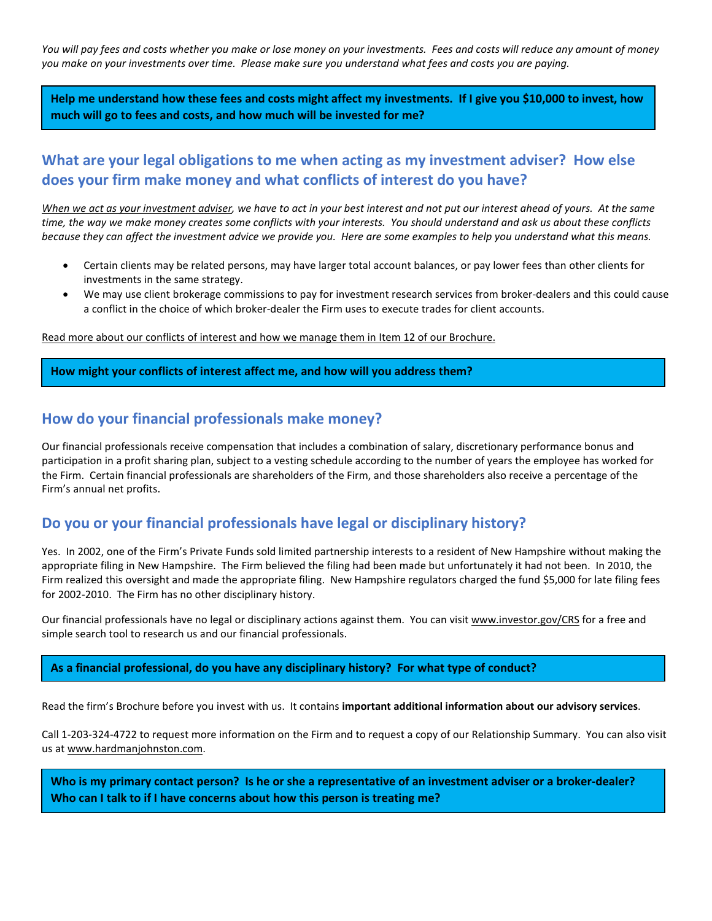*You will pay fees and costs whether you make or lose money on your investments. Fees and costs will reduce any amount of money you make on your investments over time. Please make sure you understand what fees and costs you are paying.*

**Help me understand how these fees and costs might affect my investments. If I give you $10,000 to invest, how much will go to fees and costs, and how much will be invested for me?**

## What are your legal obligations to me when acting as my investment adviser? How else does your firm make money and what conflicts of interest do you have?

*When we act as your investment adviser, we have to act in your best interest and not put our interest ahead of yours. At the same time, the way we make money creates some conflicts with your interests. You should understand and ask us about these conflicts because they can affect the investment advice we provide you. Here are some examples to help you understand what this means.*

- Certain clients may be related persons, may have larger total account balances, or pay lower fees than other clients for investments in the same strategy.
- We may use client brokerage commissions to pay for investment research services from broker-dealers and this could cause a conflict in the choice of which broker-dealer the Firm uses to execute trades for client accounts.

Read more about our conflicts of interest and how we manage them in Item 12 of our Brochure.

**How might your conflicts of interest affect me, and how will you address them?**

## How do your financial professionals make money?

Our financial professionals receive compensation that includes a combination of salary, discretionary performance bonus and participation in a profit sharing plan, subject to a vesting schedule according to the number of years the employee has worked for the Firm. Certain financial professionals are shareholders of the Firm, and those shareholders also receive a percentage of the Firm's annual net profits.

## Do you or your financial professionals have legal or disciplinary history?

Yes. In 2002, one of the Firm's Private Funds sold limited partnership interests to a resident of New Hampshire without making the appropriate filing in New Hampshire. The Firm believed the filing had been made but unfortunately it had not been. In 2010, the Firm realized this oversight and made the appropriate filing. New Hampshire regulators charged the fund $5,000 for late filing fees for 2002-2010. The Firm has no other disciplinary history.

Our financial professionals have no legal or disciplinary actions against them. You can visit www.investor.gov/CRS for a free and simple search tool to research us and our financial professionals.

**As a financial professional, do you have any disciplinary history? For what type of conduct?**

Read the firm's Brochure before you invest with us. It contains **important additional information about our advisory services**.

Call 1-203-324-4722 to request more information on the Firm and to request a copy of our Relationship Summary. You can also visit us at www.hardmanjohnston.com.

**Who is my primary contact person? Is he or she a representative of an investment adviser or a broker-dealer? Who can I talk to if I have concerns about how this person is treating me?**